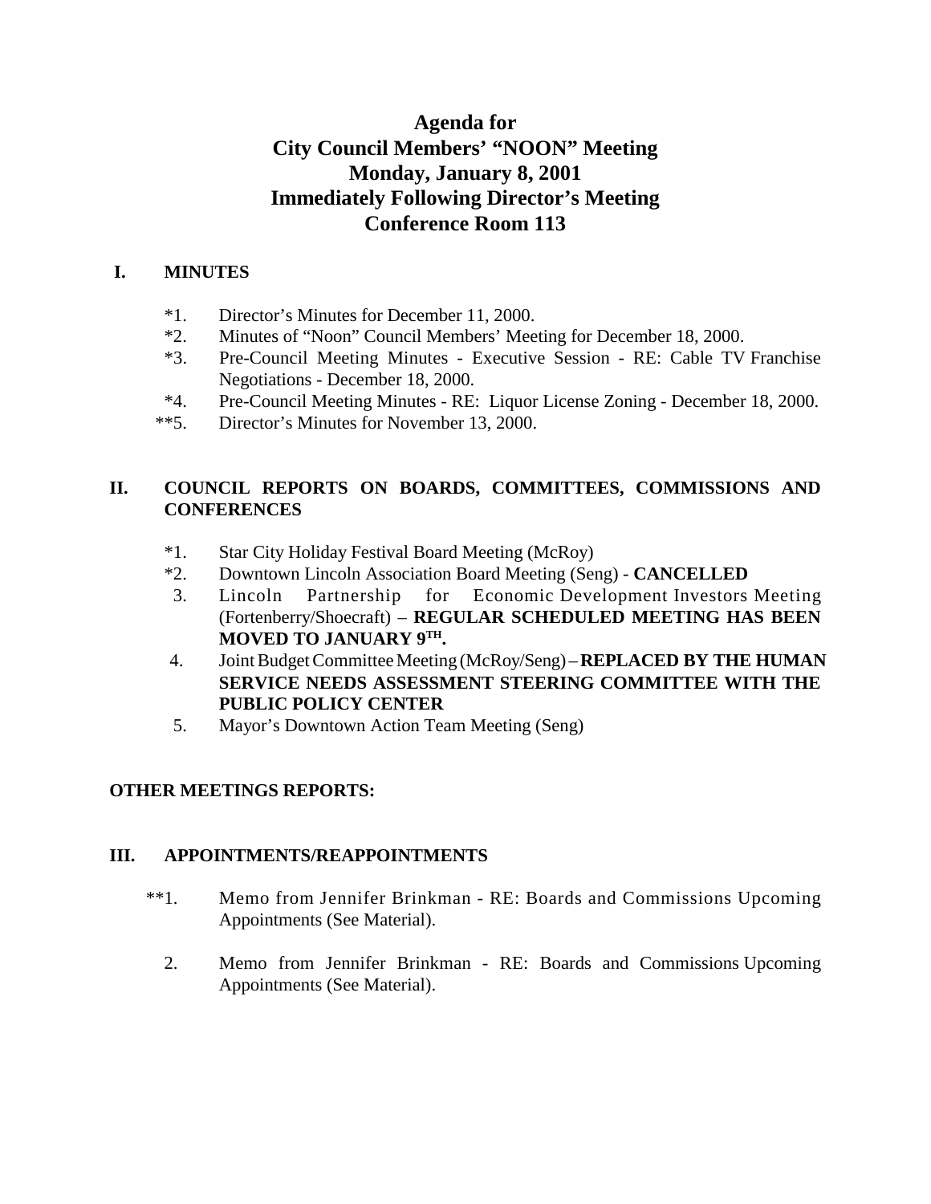# Agenda for
# City Council Members' "NOON" Meeting
# Monday, January 8, 2001
# Immediately Following Director's Meeting
# Conference Room 113

## I. MINUTES

*1. Director's Minutes for December 11, 2000.

*2. Minutes of "Noon" Council Members' Meeting for December 18, 2000.

*3. Pre-Council Meeting Minutes - Executive Session - RE: Cable TV Franchise Negotiations - December 18, 2000.

*4. Pre-Council Meeting Minutes - RE: Liquor License Zoning - December 18, 2000.

**5. Director's Minutes for November 13, 2000.

## II. COUNCIL REPORTS ON BOARDS, COMMITTEES, COMMISSIONS AND CONFERENCES

*1. Star City Holiday Festival Board Meeting (McRoy)

*2. Downtown Lincoln Association Board Meeting (Seng) - **CANCELLED**

3. Lincoln Partnership for Economic Development Investors Meeting (Fortenberry/Shoecraft) – **REGULAR SCHEDULED MEETING HAS BEEN MOVED TO JANUARY 9TH.**

4. Joint Budget Committee Meeting (McRoy/Seng) – **REPLACED BY THE HUMAN SERVICE NEEDS ASSESSMENT STEERING COMMITTEE WITH THE PUBLIC POLICY CENTER**

5. Mayor's Downtown Action Team Meeting (Seng)

**OTHER MEETINGS REPORTS:**

## III. APPOINTMENTS/REAPPOINTMENTS

**1. Memo from Jennifer Brinkman - RE: Boards and Commissions Upcoming Appointments (See Material).

2. Memo from Jennifer Brinkman - RE: Boards and Commissions Upcoming Appointments (See Material).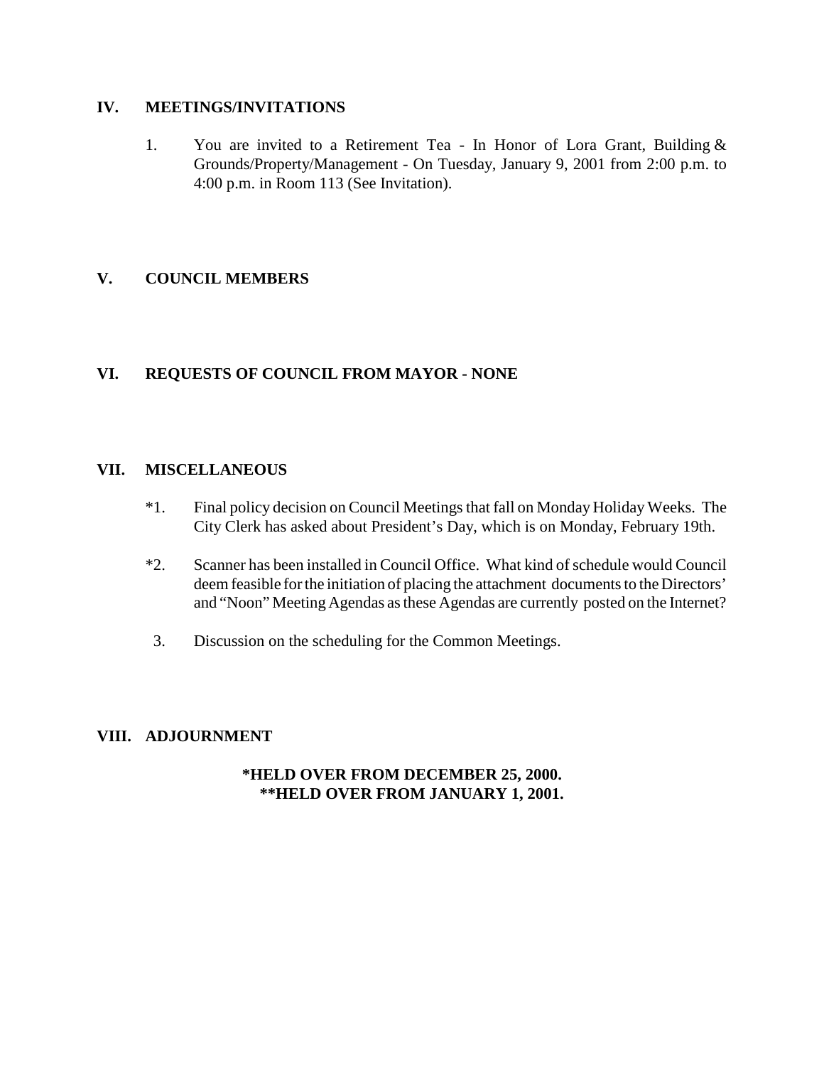## IV. MEETINGS/INVITATIONS

1. You are invited to a Retirement Tea - In Honor of Lora Grant, Building & Grounds/Property/Management - On Tuesday, January 9, 2001 from 2:00 p.m. to 4:00 p.m. in Room 113 (See Invitation).

## V. COUNCIL MEMBERS

## VI. REQUESTS OF COUNCIL FROM MAYOR - NONE

## VII. MISCELLANEOUS

*1. Final policy decision on Council Meetings that fall on Monday Holiday Weeks. The City Clerk has asked about President's Day, which is on Monday, February 19th.

*2. Scanner has been installed in Council Office. What kind of schedule would Council deem feasible for the initiation of placing the attachment documents to the Directors' and "Noon" Meeting Agendas as these Agendas are currently posted on the Internet?

3. Discussion on the scheduling for the Common Meetings.

## VIII. ADJOURNMENT

**\*HELD OVER FROM DECEMBER 25, 2000.**
**\*\*HELD OVER FROM JANUARY 1, 2001.**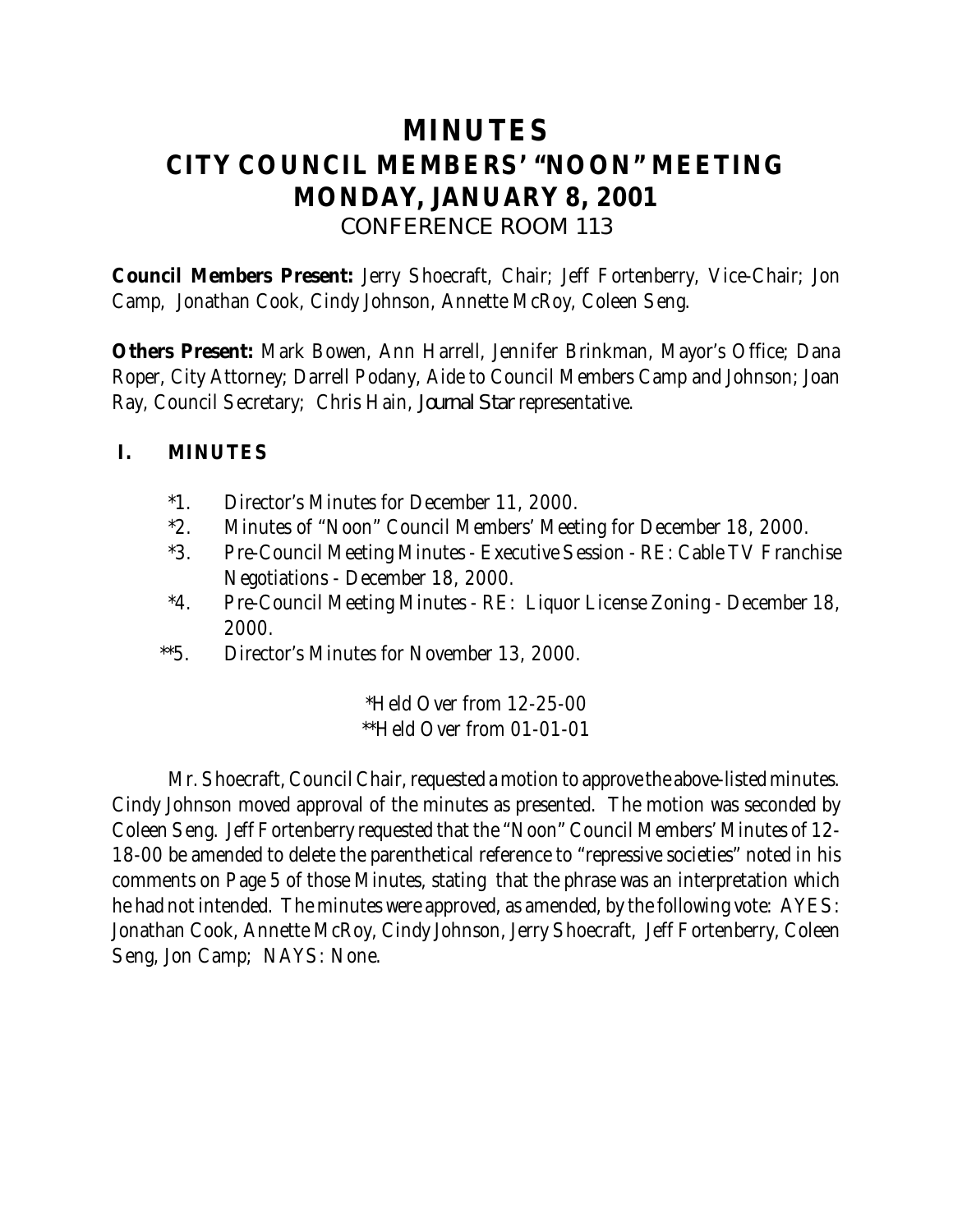# MINUTES
# CITY COUNCIL MEMBERS' "NOON" MEETING
# MONDAY, JANUARY 8, 2001
## CONFERENCE ROOM 113

**Council Members Present:** Jerry Shoecraft, Chair; Jeff Fortenberry, Vice-Chair; Jon Camp, Jonathan Cook, Cindy Johnson, Annette McRoy, Coleen Seng.

**Others Present:** Mark Bowen, Ann Harrell, Jennifer Brinkman, Mayor's Office; Dana Roper, City Attorney; Darrell Podany, Aide to Council Members Camp and Johnson; Joan Ray, Council Secretary; Chris Hain, *Journal Star* representative.

## I. MINUTES

*1. Director's Minutes for December 11, 2000.
*2. Minutes of "Noon" Council Members' Meeting for December 18, 2000.
*3. Pre-Council Meeting Minutes - Executive Session - RE: Cable TV Franchise Negotiations - December 18, 2000.
*4. Pre-Council Meeting Minutes - RE: Liquor License Zoning - December 18, 2000.
**5. Director's Minutes for November 13, 2000.

*Held Over from 12-25-00
**Held Over from 01-01-01

Mr. Shoecraft, Council Chair, requested a motion to approve the above-listed minutes. Cindy Johnson moved approval of the minutes as presented. The motion was seconded by Coleen Seng. Jeff Fortenberry requested that the "Noon" Council Members' Minutes of 12-18-00 be amended to delete the parenthetical reference to "repressive societies" noted in his comments on Page 5 of those Minutes, stating that the phrase was an interpretation which he had not intended. The minutes were approved, as amended, by the following vote: AYES: Jonathan Cook, Annette McRoy, Cindy Johnson, Jerry Shoecraft, Jeff Fortenberry, Coleen Seng, Jon Camp; NAYS: None.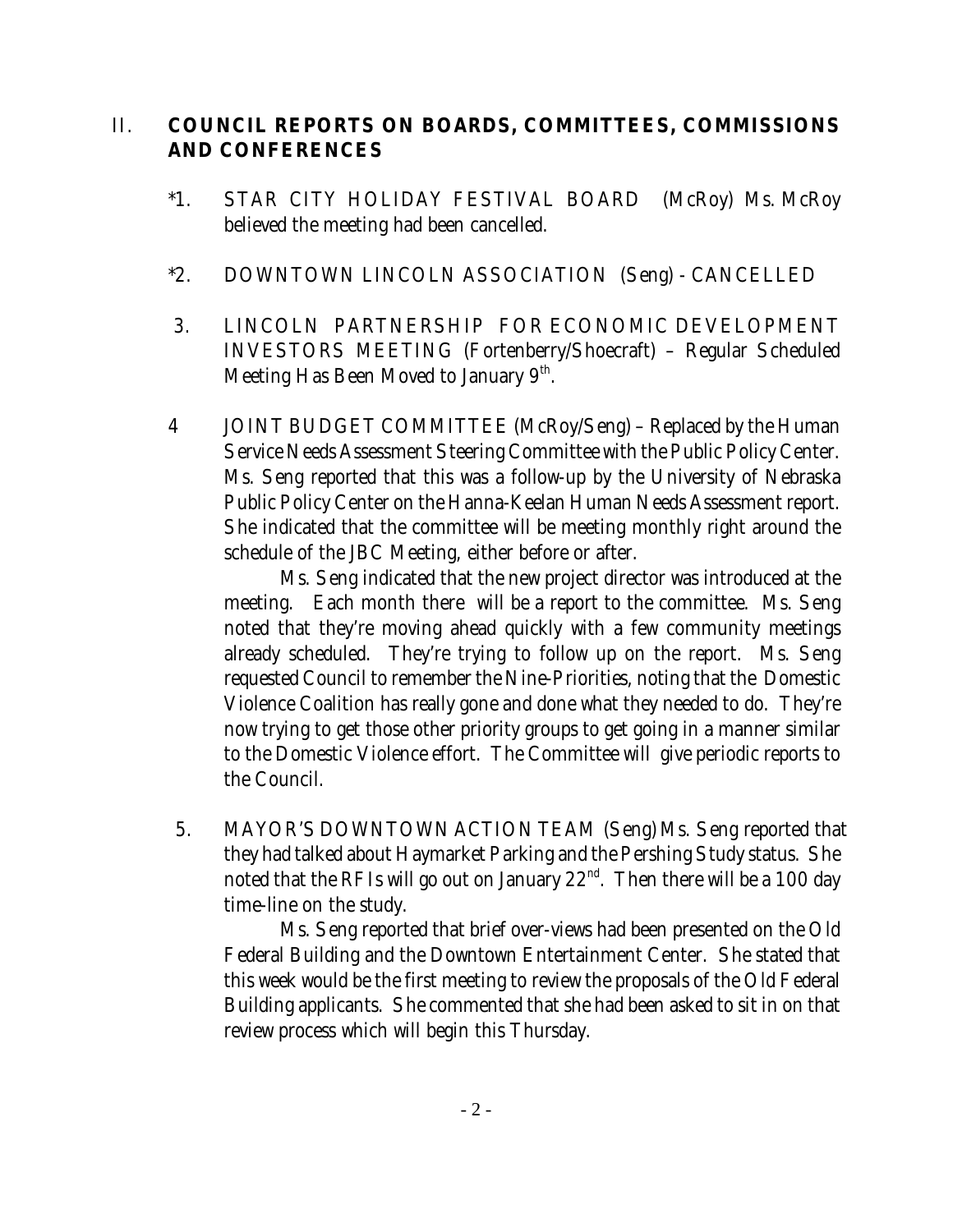## II. COUNCIL REPORTS ON BOARDS, COMMITTEES, COMMISSIONS AND CONFERENCES

*1. STAR CITY HOLIDAY FESTIVAL BOARD (McRoy) Ms. McRoy believed the meeting had been cancelled.

*2. DOWNTOWN LINCOLN ASSOCIATION (Seng) - CANCELLED

3. LINCOLN PARTNERSHIP FOR ECONOMIC DEVELOPMENT INVESTORS MEETING (Fortenberry/Shoecraft) – Regular Scheduled Meeting Has Been Moved to January 9th.

4 JOINT BUDGET COMMITTEE (McRoy/Seng) – Replaced by the Human Service Needs Assessment Steering Committee with the Public Policy Center. Ms. Seng reported that this was a follow-up by the University of Nebraska Public Policy Center on the Hanna-Keelan Human Needs Assessment report. She indicated that the committee will be meeting monthly right around the schedule of the JBC Meeting, either before or after.

Ms. Seng indicated that the new project director was introduced at the meeting. Each month there will be a report to the committee. Ms. Seng noted that they're moving ahead quickly with a few community meetings already scheduled. They're trying to follow up on the report. Ms. Seng requested Council to remember the Nine-Priorities, noting that the Domestic Violence Coalition has really gone and done what they needed to do. They're now trying to get those other priority groups to get going in a manner similar to the Domestic Violence effort. The Committee will give periodic reports to the Council.

5. MAYOR'S DOWNTOWN ACTION TEAM (Seng) Ms. Seng reported that they had talked about Haymarket Parking and the Pershing Study status. She noted that the RFIs will go out on January 22nd. Then there will be a 100 day time-line on the study.

Ms. Seng reported that brief over-views had been presented on the Old Federal Building and the Downtown Entertainment Center. She stated that this week would be the first meeting to review the proposals of the Old Federal Building applicants. She commented that she had been asked to sit in on that review process which will begin this Thursday.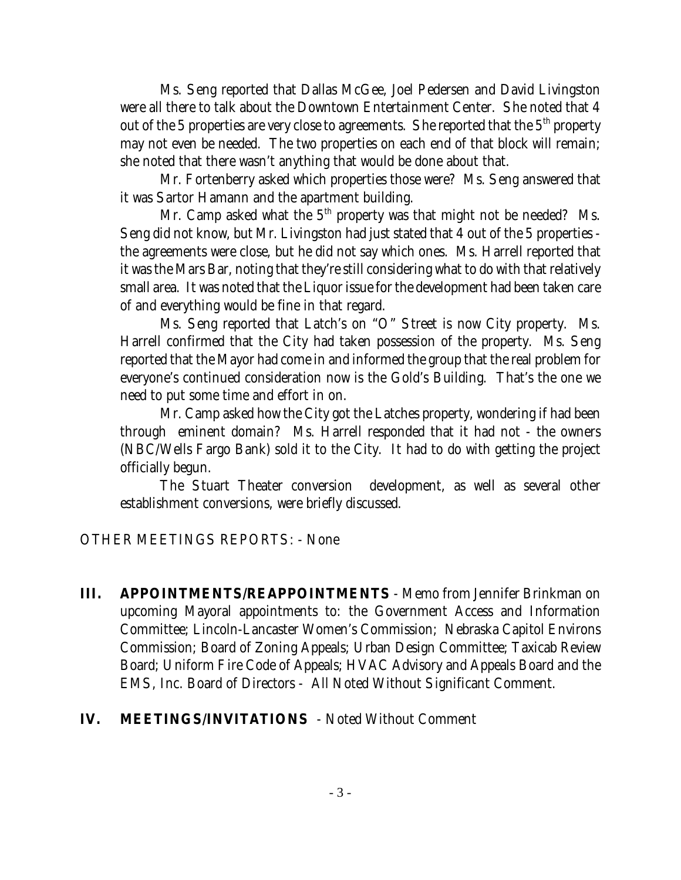Ms. Seng reported that Dallas McGee, Joel Pedersen and David Livingston were all there to talk about the Downtown Entertainment Center. She noted that 4 out of the 5 properties are very close to agreements. She reported that the 5th property may not even be needed. The two properties on each end of that block will remain; she noted that there wasn't anything that would be done about that.

Mr. Fortenberry asked which properties those were? Ms. Seng answered that it was Sartor Hamann and the apartment building.

Mr. Camp asked what the 5th property was that might not be needed? Ms. Seng did not know, but Mr. Livingston had just stated that 4 out of the 5 properties - the agreements were close, but he did not say which ones. Ms. Harrell reported that it was the Mars Bar, noting that they're still considering what to do with that relatively small area. It was noted that the Liquor issue for the development had been taken care of and everything would be fine in that regard.

Ms. Seng reported that Latch's on "O" Street is now City property. Ms. Harrell confirmed that the City had taken possession of the property. Ms. Seng reported that the Mayor had come in and informed the group that the real problem for everyone's continued consideration now is the Gold's Building. That's the one we need to put some time and effort in on.

Mr. Camp asked how the City got the Latches property, wondering if had been through eminent domain? Ms. Harrell responded that it had not - the owners (NBC/Wells Fargo Bank) sold it to the City. It had to do with getting the project officially begun.

The Stuart Theater conversion development, as well as several other establishment conversions, were briefly discussed.

OTHER MEETINGS REPORTS: - None

**III. APPOINTMENTS/REAPPOINTMENTS** - Memo from Jennifer Brinkman on upcoming Mayoral appointments to: the Government Access and Information Committee; Lincoln-Lancaster Women's Commission; Nebraska Capitol Environs Commission; Board of Zoning Appeals; Urban Design Committee; Taxicab Review Board; Uniform Fire Code of Appeals; HVAC Advisory and Appeals Board and the EMS, Inc. Board of Directors - All Noted Without Significant Comment.

**IV. MEETINGS/INVITATIONS** - Noted Without Comment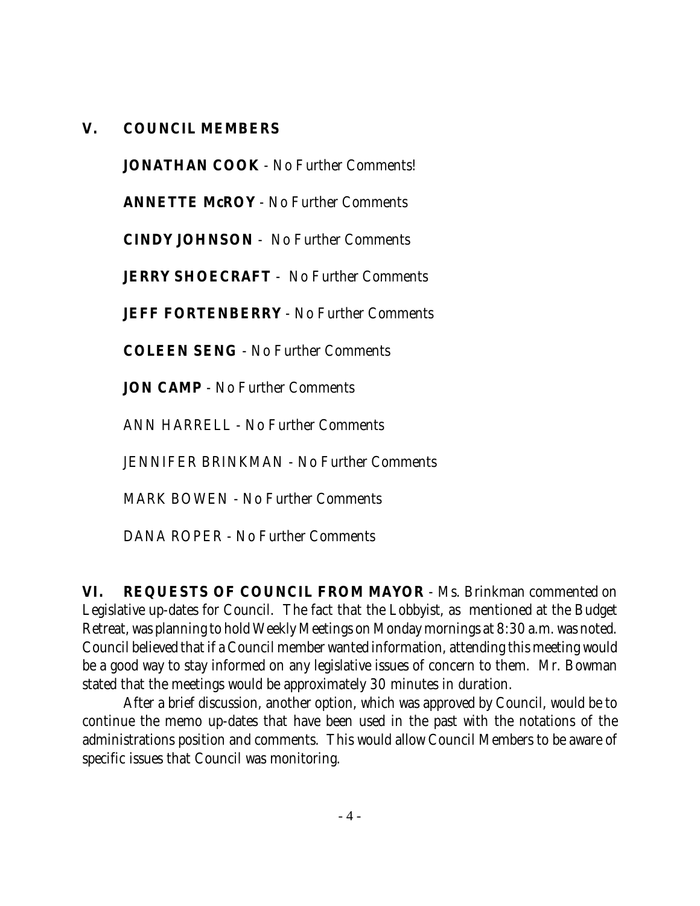## V. COUNCIL MEMBERS

**JONATHAN COOK** - No Further Comments!

**ANNETTE McROY** - No Further Comments

**CINDY JOHNSON** - No Further Comments

**JERRY SHOECRAFT** - No Further Comments

**JEFF FORTENBERRY** - No Further Comments

**COLEEN SENG** - No Further Comments

**JON CAMP** - No Further Comments

ANN HARRELL - No Further Comments

JENNIFER BRINKMAN - No Further Comments

MARK BOWEN - No Further Comments

DANA ROPER - No Further Comments

**VI. REQUESTS OF COUNCIL FROM MAYOR** - Ms. Brinkman commented on Legislative up-dates for Council. The fact that the Lobbyist, as mentioned at the Budget Retreat, was planning to hold Weekly Meetings on Monday mornings at 8:30 a.m. was noted. Council believed that if a Council member wanted information, attending this meeting would be a good way to stay informed on any legislative issues of concern to them. Mr. Bowman stated that the meetings would be approximately 30 minutes in duration.

After a brief discussion, another option, which was approved by Council, would be to continue the memo up-dates that have been used in the past with the notations of the administrations position and comments. This would allow Council Members to be aware of specific issues that Council was monitoring.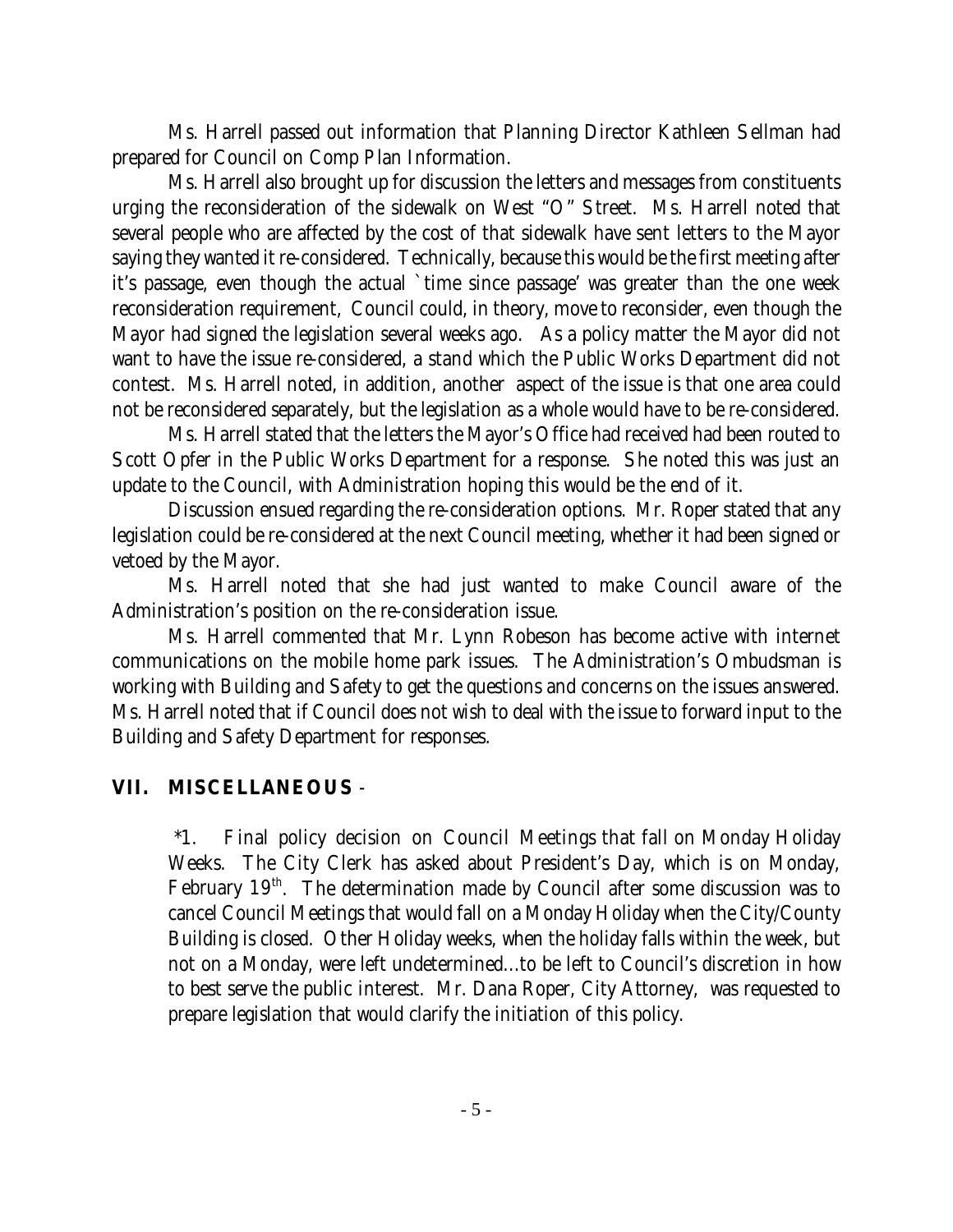Ms. Harrell passed out information that Planning Director Kathleen Sellman had prepared for Council on Comp Plan Information.

Ms. Harrell also brought up for discussion the letters and messages from constituents urging the reconsideration of the sidewalk on West "O" Street. Ms. Harrell noted that several people who are affected by the cost of that sidewalk have sent letters to the Mayor saying they wanted it re-considered. Technically, because this would be the first meeting after it's passage, even though the actual `time since passage' was greater than the one week reconsideration requirement, Council could, in theory, move to reconsider, even though the Mayor had signed the legislation several weeks ago. As a policy matter the Mayor did not want to have the issue re-considered, a stand which the Public Works Department did not contest. Ms. Harrell noted, in addition, another aspect of the issue is that one area could not be reconsidered separately, but the legislation as a whole would have to be re-considered.

Ms. Harrell stated that the letters the Mayor's Office had received had been routed to Scott Opfer in the Public Works Department for a response. She noted this was just an update to the Council, with Administration hoping this would be the end of it.

Discussion ensued regarding the re-consideration options. Mr. Roper stated that any legislation could be re-considered at the next Council meeting, whether it had been signed or vetoed by the Mayor.

Ms. Harrell noted that she had just wanted to make Council aware of the Administration's position on the re-consideration issue.

Ms. Harrell commented that Mr. Lynn Robeson has become active with internet communications on the mobile home park issues. The Administration's Ombudsman is working with Building and Safety to get the questions and concerns on the issues answered. Ms. Harrell noted that if Council does not wish to deal with the issue to forward input to the Building and Safety Department for responses.

## VII. MISCELLANEOUS -

*1. Final policy decision on Council Meetings that fall on Monday Holiday Weeks. The City Clerk has asked about President's Day, which is on Monday, February 19th. The determination made by Council after some discussion was to cancel Council Meetings that would fall on a Monday Holiday when the City/County Building is closed. Other Holiday weeks, when the holiday falls within the week, but not on a Monday, were left undetermined...to be left to Council's discretion in how to best serve the public interest. Mr. Dana Roper, City Attorney, was requested to prepare legislation that would clarify the initiation of this policy.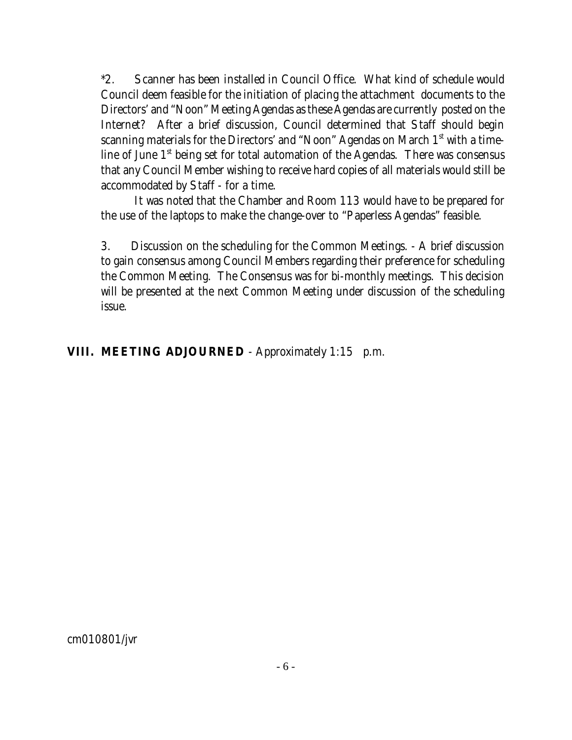*2. Scanner has been installed in Council Office. What kind of schedule would Council deem feasible for the initiation of placing the attachment documents to the Directors' and "Noon" Meeting Agendas as these Agendas are currently posted on the Internet? After a brief discussion, Council determined that Staff should begin scanning materials for the Directors' and "Noon" Agendas on March 1st with a time-line of June 1st being set for total automation of the Agendas. There was consensus that any Council Member wishing to receive hard copies of all materials would still be accommodated by Staff - for a time.

It was noted that the Chamber and Room 113 would have to be prepared for the use of the laptops to make the change-over to "Paperless Agendas" feasible.

3. Discussion on the scheduling for the Common Meetings. - A brief discussion to gain consensus among Council Members regarding their preference for scheduling the Common Meeting. The Consensus was for bi-monthly meetings. This decision will be presented at the next Common Meeting under discussion of the scheduling issue.

**VIII. MEETING ADJOURNED** - Approximately 1:15 p.m.

cm010801/jvr